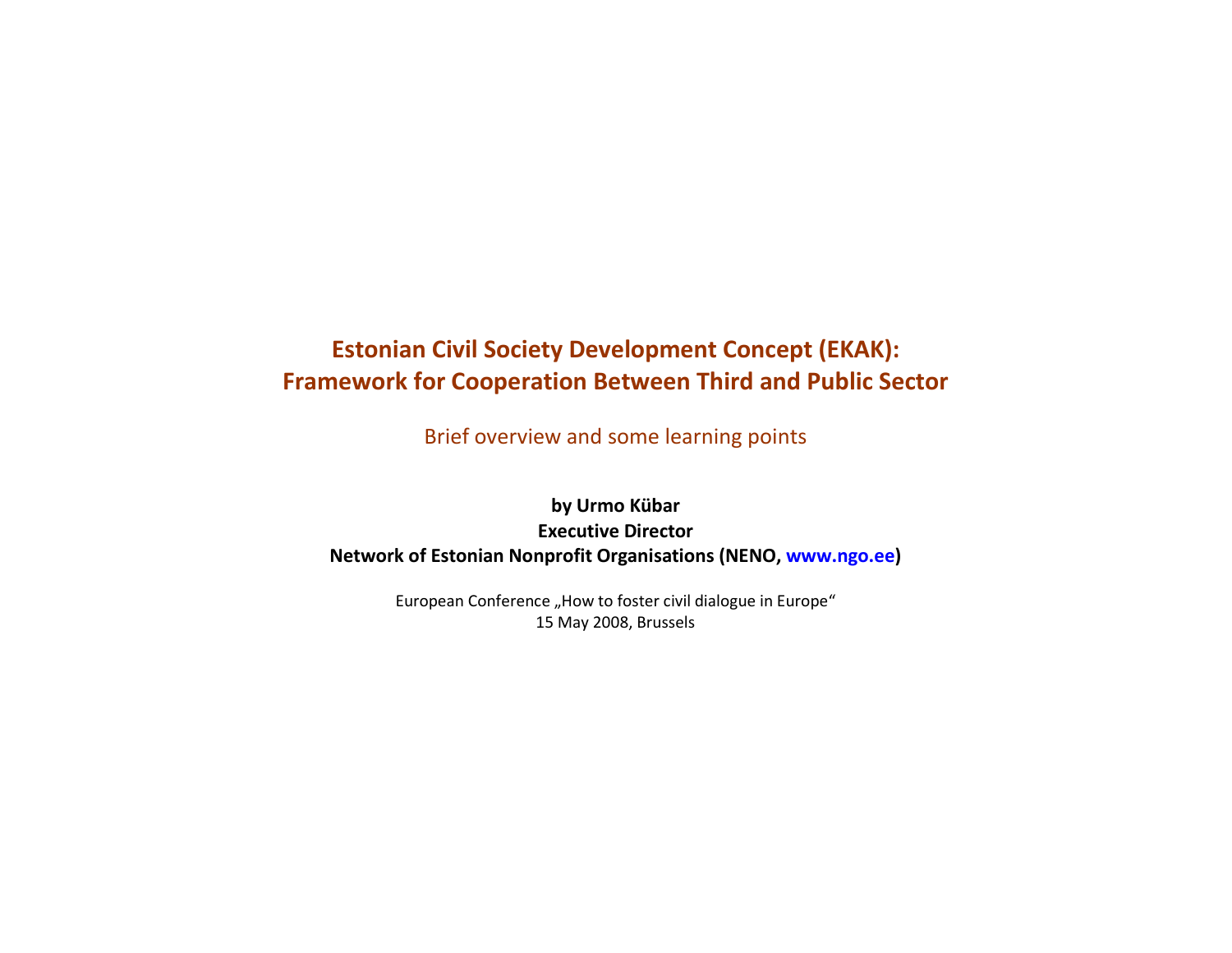# Estonian Civil Society Development Concept (EKAK): Framework for Cooperation Between Third and Public Sector

Brief overview and some learning points

**by Urmo Kübar**
**Executive Director**
**Network of Estonian Nonprofit Organisations (NENO, www.ngo.ee)**

European Conference „How to foster civil dialogue in Europe“
15 May 2008, Brussels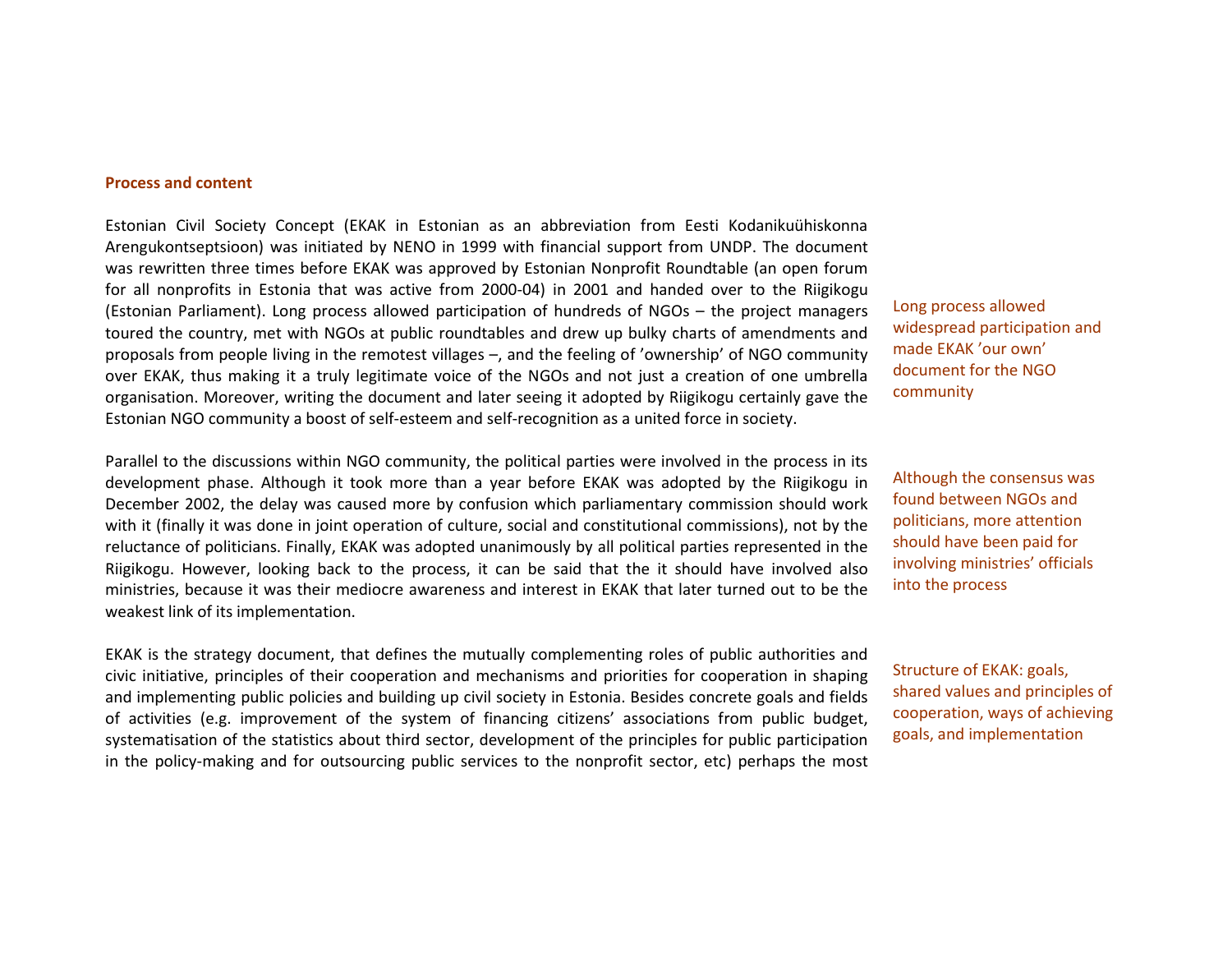**Process and content**

Estonian Civil Society Concept (EKAK in Estonian as an abbreviation from Eesti Kodanikuühiskonna Arengukontseptsioon) was initiated by NENO in 1999 with financial support from UNDP. The document was rewritten three times before EKAK was approved by Estonian Nonprofit Roundtable (an open forum for all nonprofits in Estonia that was active from 2000-04) in 2001 and handed over to the Riigikogu (Estonian Parliament). Long process allowed participation of hundreds of NGOs – the project managers toured the country, met with NGOs at public roundtables and drew up bulky charts of amendments and proposals from people living in the remotest villages –, and the feeling of 'ownership' of NGO community over EKAK, thus making it a truly legitimate voice of the NGOs and not just a creation of one umbrella organisation. Moreover, writing the document and later seeing it adopted by Riigikogu certainly gave the Estonian NGO community a boost of self-esteem and self-recognition as a united force in society.

Long process allowed widespread participation and made EKAK 'our own' document for the NGO community

Parallel to the discussions within NGO community, the political parties were involved in the process in its development phase. Although it took more than a year before EKAK was adopted by the Riigikogu in December 2002, the delay was caused more by confusion which parliamentary commission should work with it (finally it was done in joint operation of culture, social and constitutional commissions), not by the reluctance of politicians. Finally, EKAK was adopted unanimously by all political parties represented in the Riigikogu. However, looking back to the process, it can be said that the it should have involved also ministries, because it was their mediocre awareness and interest in EKAK that later turned out to be the weakest link of its implementation.

Although the consensus was found between NGOs and politicians, more attention should have been paid for involving ministries' officials into the process

EKAK is the strategy document, that defines the mutually complementing roles of public authorities and civic initiative, principles of their cooperation and mechanisms and priorities for cooperation in shaping and implementing public policies and building up civil society in Estonia. Besides concrete goals and fields of activities (e.g. improvement of the system of financing citizens' associations from public budget, systematisation of the statistics about third sector, development of the principles for public participation in the policy-making and for outsourcing public services to the nonprofit sector, etc) perhaps the most

Structure of EKAK: goals, shared values and principles of cooperation, ways of achieving goals, and implementation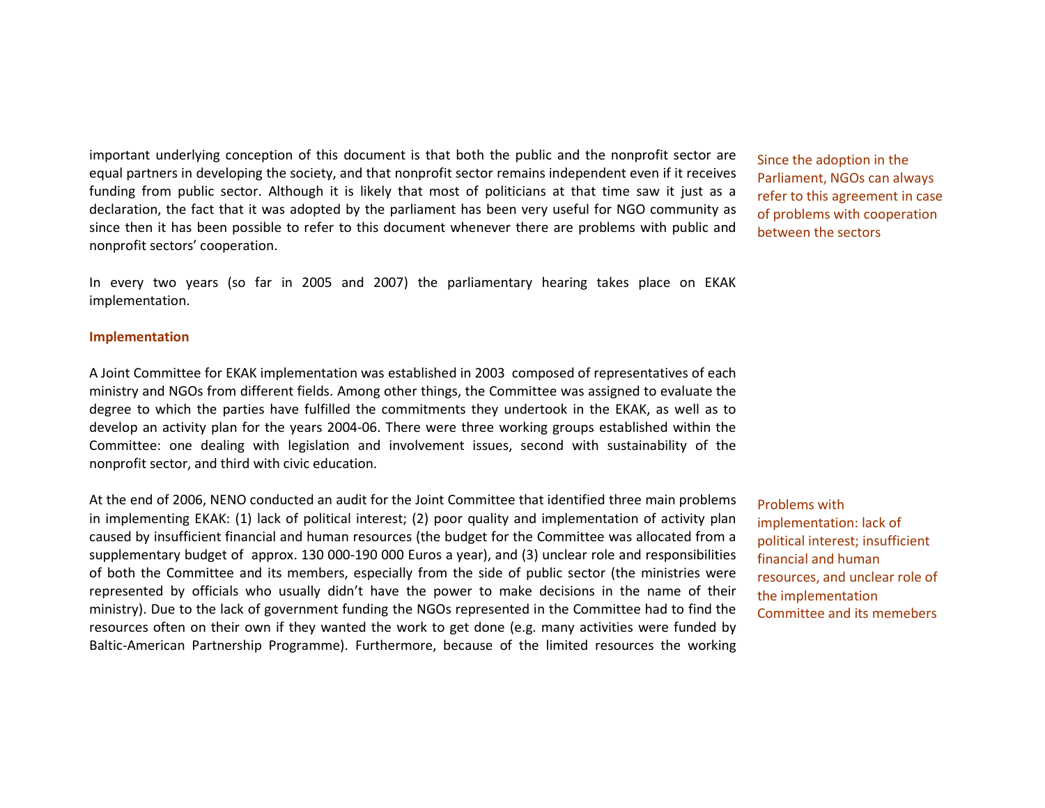important underlying conception of this document is that both the public and the nonprofit sector are equal partners in developing the society, and that nonprofit sector remains independent even if it receives funding from public sector. Although it is likely that most of politicians at that time saw it just as a declaration, the fact that it was adopted by the parliament has been very useful for NGO community as since then it has been possible to refer to this document whenever there are problems with public and nonprofit sectors' cooperation.

Since the adoption in the Parliament, NGOs can always refer to this agreement in case of problems with cooperation between the sectors

In every two years (so far in 2005 and 2007) the parliamentary hearing takes place on EKAK implementation.

### Implementation

A Joint Committee for EKAK implementation was established in 2003 composed of representatives of each ministry and NGOs from different fields. Among other things, the Committee was assigned to evaluate the degree to which the parties have fulfilled the commitments they undertook in the EKAK, as well as to develop an activity plan for the years 2004-06. There were three working groups established within the Committee: one dealing with legislation and involvement issues, second with sustainability of the nonprofit sector, and third with civic education.

At the end of 2006, NENO conducted an audit for the Joint Committee that identified three main problems in implementing EKAK: (1) lack of political interest; (2) poor quality and implementation of activity plan caused by insufficient financial and human resources (the budget for the Committee was allocated from a supplementary budget of approx. 130 000-190 000 Euros a year), and (3) unclear role and responsibilities of both the Committee and its members, especially from the side of public sector (the ministries were represented by officials who usually didn't have the power to make decisions in the name of their ministry). Due to the lack of government funding the NGOs represented in the Committee had to find the resources often on their own if they wanted the work to get done (e.g. many activities were funded by Baltic-American Partnership Programme). Furthermore, because of the limited resources the working

Problems with implementation: lack of political interest; insufficient financial and human resources, and unclear role of the implementation Committee and its memebers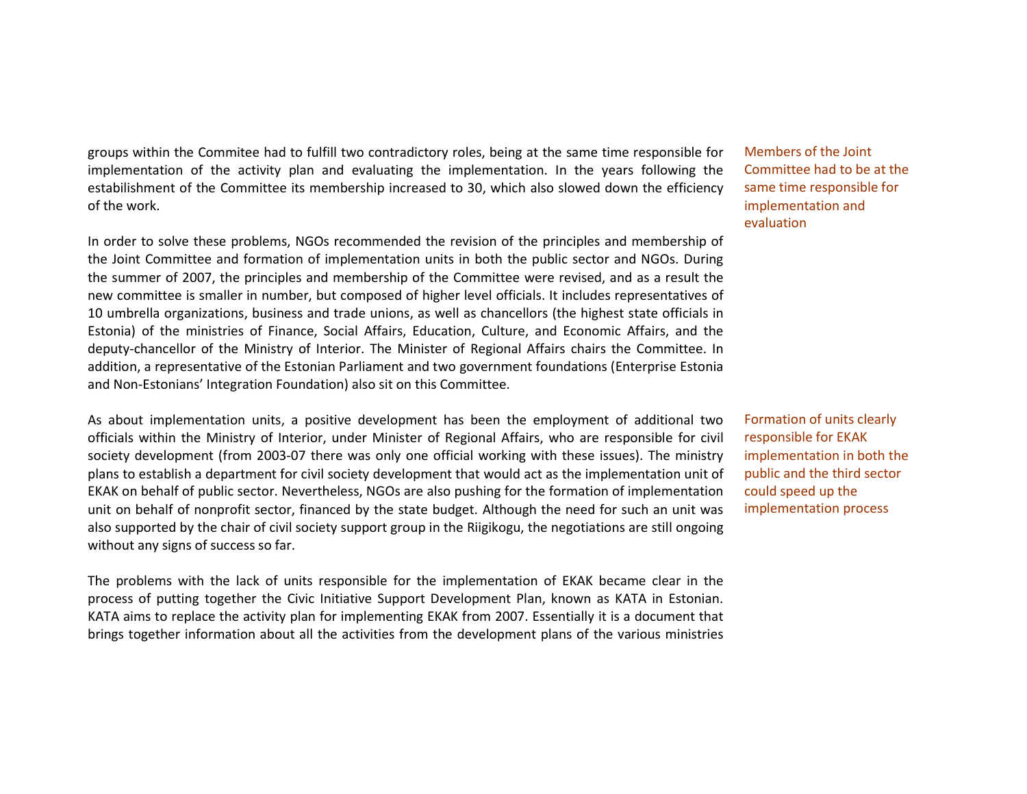groups within the Commitee had to fulfill two contradictory roles, being at the same time responsible for implementation of the activity plan and evaluating the implementation. In the years following the estabilishment of the Committee its membership increased to 30, which also slowed down the efficiency of the work.

Members of the Joint Committee had to be at the same time responsible for implementation and evaluation

In order to solve these problems, NGOs recommended the revision of the principles and membership of the Joint Committee and formation of implementation units in both the public sector and NGOs. During the summer of 2007, the principles and membership of the Committee were revised, and as a result the new committee is smaller in number, but composed of higher level officials. It includes representatives of 10 umbrella organizations, business and trade unions, as well as chancellors (the highest state officials in Estonia) of the ministries of Finance, Social Affairs, Education, Culture, and Economic Affairs, and the deputy-chancellor of the Ministry of Interior. The Minister of Regional Affairs chairs the Committee. In addition, a representative of the Estonian Parliament and two government foundations (Enterprise Estonia and Non-Estonians' Integration Foundation) also sit on this Committee.

As about implementation units, a positive development has been the employment of additional two officials within the Ministry of Interior, under Minister of Regional Affairs, who are responsible for civil society development (from 2003-07 there was only one official working with these issues). The ministry plans to establish a department for civil society development that would act as the implementation unit of EKAK on behalf of public sector. Nevertheless, NGOs are also pushing for the formation of implementation unit on behalf of nonprofit sector, financed by the state budget. Although the need for such an unit was also supported by the chair of civil society support group in the Riigikogu, the negotiations are still ongoing without any signs of success so far.

Formation of units clearly responsible for EKAK implementation in both the public and the third sector could speed up the implementation process

The problems with the lack of units responsible for the implementation of EKAK became clear in the process of putting together the Civic Initiative Support Development Plan, known as KATA in Estonian. KATA aims to replace the activity plan for implementing EKAK from 2007. Essentially it is a document that brings together information about all the activities from the development plans of the various ministries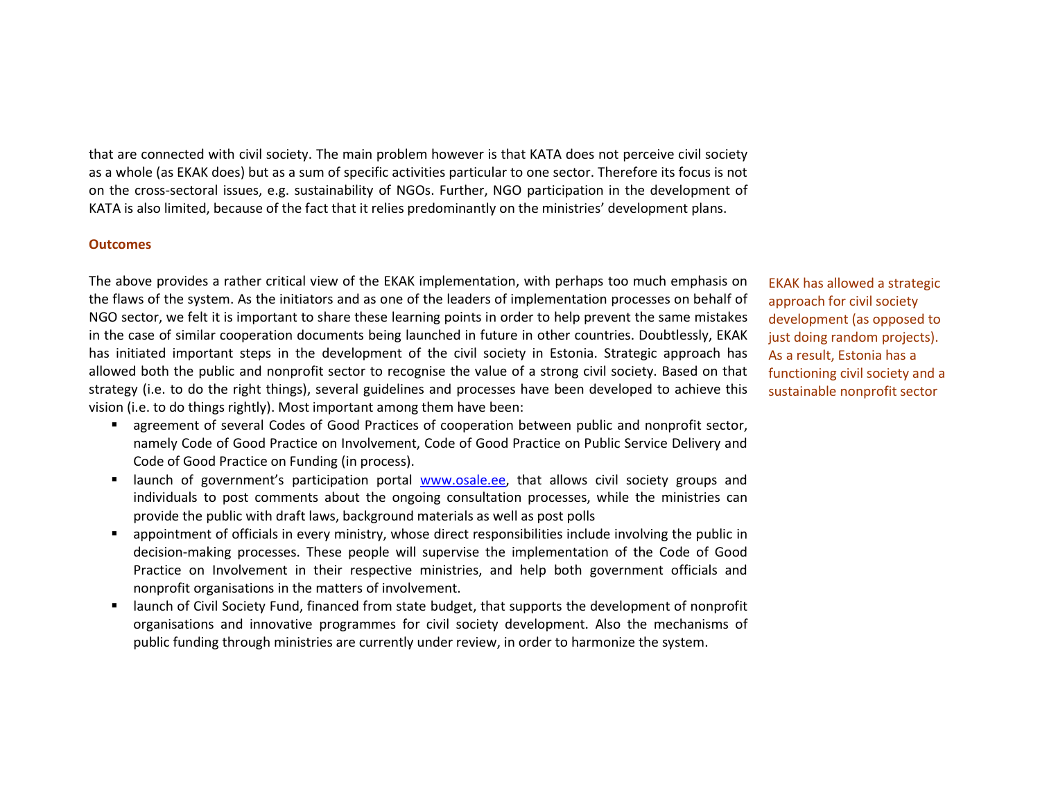that are connected with civil society. The main problem however is that KATA does not perceive civil society as a whole (as EKAK does) but as a sum of specific activities particular to one sector. Therefore its focus is not on the cross-sectoral issues, e.g. sustainability of NGOs. Further, NGO participation in the development of KATA is also limited, because of the fact that it relies predominantly on the ministries' development plans.

**Outcomes**

EKAK has allowed a strategic approach for civil society development (as opposed to just doing random projects). As a result, Estonia has a functioning civil society and a sustainable nonprofit sector

The above provides a rather critical view of the EKAK implementation, with perhaps too much emphasis on the flaws of the system. As the initiators and as one of the leaders of implementation processes on behalf of NGO sector, we felt it is important to share these learning points in order to help prevent the same mistakes in the case of similar cooperation documents being launched in future in other countries. Doubtlessly, EKAK has initiated important steps in the development of the civil society in Estonia. Strategic approach has allowed both the public and nonprofit sector to recognise the value of a strong civil society. Based on that strategy (i.e. to do the right things), several guidelines and processes have been developed to achieve this vision (i.e. to do things rightly). Most important among them have been:

- agreement of several Codes of Good Practices of cooperation between public and nonprofit sector, namely Code of Good Practice on Involvement, Code of Good Practice on Public Service Delivery and Code of Good Practice on Funding (in process).
- launch of government's participation portal [www.osale.ee](http://www.osale.ee), that allows civil society groups and individuals to post comments about the ongoing consultation processes, while the ministries can provide the public with draft laws, background materials as well as post polls
- appointment of officials in every ministry, whose direct responsibilities include involving the public in decision-making processes. These people will supervise the implementation of the Code of Good Practice on Involvement in their respective ministries, and help both government officials and nonprofit organisations in the matters of involvement.
- launch of Civil Society Fund, financed from state budget, that supports the development of nonprofit organisations and innovative programmes for civil society development. Also the mechanisms of public funding through ministries are currently under review, in order to harmonize the system.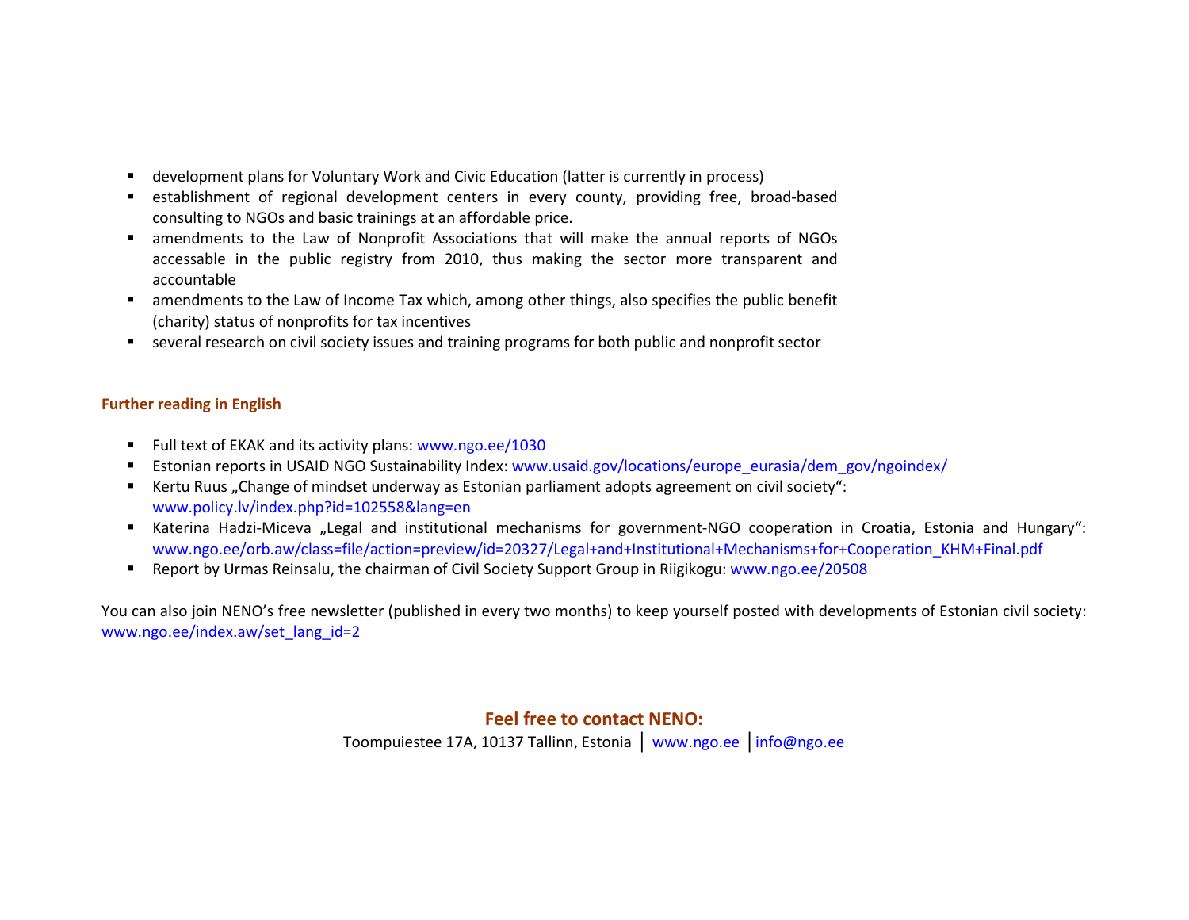- development plans for Voluntary Work and Civic Education (latter is currently in process)
- establishment of regional development centers in every county, providing free, broad-based consulting to NGOs and basic trainings at an affordable price.
- amendments to the Law of Nonprofit Associations that will make the annual reports of NGOs accessable in the public registry from 2010, thus making the sector more transparent and accountable
- amendments to the Law of Income Tax which, among other things, also specifies the public benefit (charity) status of nonprofits for tax incentives
- several research on civil society issues and training programs for both public and nonprofit sector

### Further reading in English

- Full text of EKAK and its activity plans: www.ngo.ee/1030
- Estonian reports in USAID NGO Sustainability Index: www.usaid.gov/locations/europe_eurasia/dem_gov/ngoindex/
- Kertu Ruus „Change of mindset underway as Estonian parliament adopts agreement on civil society": www.policy.lv/index.php?id=102558&lang=en
- Katerina Hadzi-Miceva „Legal and institutional mechanisms for government-NGO cooperation in Croatia, Estonia and Hungary": www.ngo.ee/orb.aw/class=file/action=preview/id=20327/Legal+and+Institutional+Mechanisms+for+Cooperation_KHM+Final.pdf
- Report by Urmas Reinsalu, the chairman of Civil Society Support Group in Riigikogu: www.ngo.ee/20508

You can also join NENO's free newsletter (published in every two months) to keep yourself posted with developments of Estonian civil society: www.ngo.ee/index.aw/set_lang_id=2

**Feel free to contact NENO:**

Toompuiestee 17A, 10137 Tallinn, Estonia | www.ngo.ee | info@ngo.ee